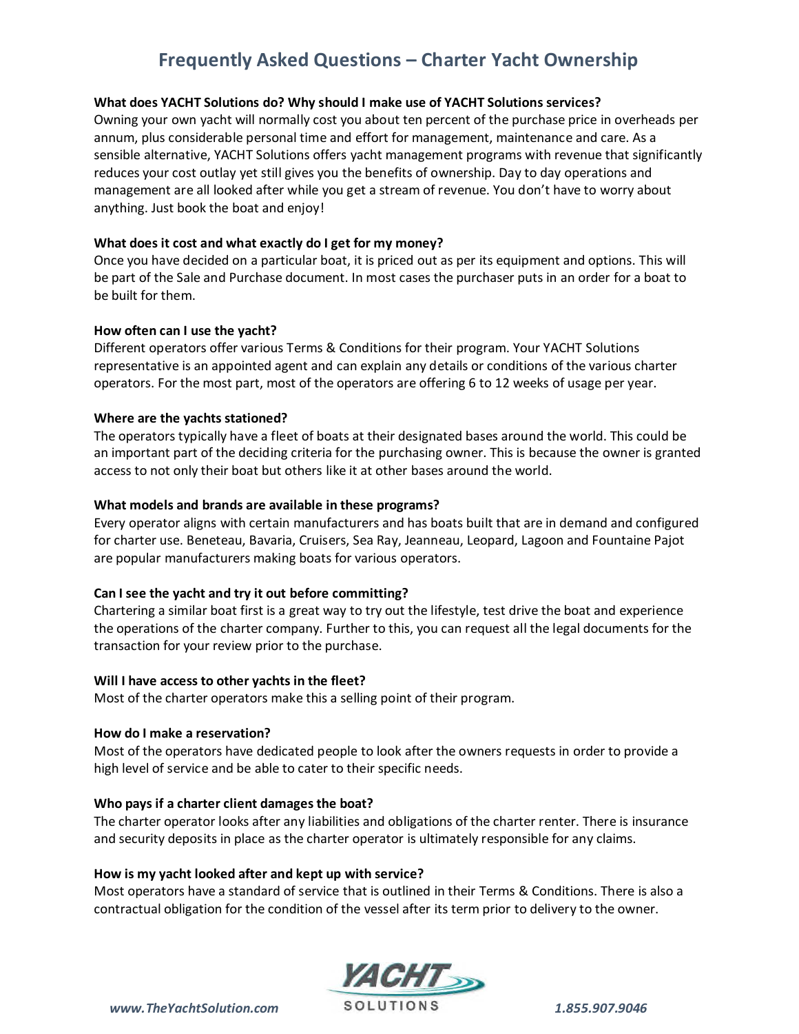# Frequently Asked Questions – Charter Yacht Ownership

**What does YACHT Solutions do? Why should I make use of YACHT Solutions services?**
Owning your own yacht will normally cost you about ten percent of the purchase price in overheads per annum, plus considerable personal time and effort for management, maintenance and care. As a sensible alternative, YACHT Solutions offers yacht management programs with revenue that significantly reduces your cost outlay yet still gives you the benefits of ownership. Day to day operations and management are all looked after while you get a stream of revenue. You don't have to worry about anything. Just book the boat and enjoy!

**What does it cost and what exactly do I get for my money?**
Once you have decided on a particular boat, it is priced out as per its equipment and options. This will be part of the Sale and Purchase document. In most cases the purchaser puts in an order for a boat to be built for them.

**How often can I use the yacht?**
Different operators offer various Terms & Conditions for their program. Your YACHT Solutions representative is an appointed agent and can explain any details or conditions of the various charter operators. For the most part, most of the operators are offering 6 to 12 weeks of usage per year.

**Where are the yachts stationed?**
The operators typically have a fleet of boats at their designated bases around the world. This could be an important part of the deciding criteria for the purchasing owner. This is because the owner is granted access to not only their boat but others like it at other bases around the world.

**What models and brands are available in these programs?**
Every operator aligns with certain manufacturers and has boats built that are in demand and configured for charter use. Beneteau, Bavaria, Cruisers, Sea Ray, Jeanneau, Leopard, Lagoon and Fountaine Pajot are popular manufacturers making boats for various operators.

**Can I see the yacht and try it out before committing?**
Chartering a similar boat first is a great way to try out the lifestyle, test drive the boat and experience the operations of the charter company. Further to this, you can request all the legal documents for the transaction for your review prior to the purchase.

**Will I have access to other yachts in the fleet?**
Most of the charter operators make this a selling point of their program.

**How do I make a reservation?**
Most of the operators have dedicated people to look after the owners requests in order to provide a high level of service and be able to cater to their specific needs.

**Who pays if a charter client damages the boat?**
The charter operator looks after any liabilities and obligations of the charter renter. There is insurance and security deposits in place as the charter operator is ultimately responsible for any claims.

**How is my yacht looked after and kept up with service?**
Most operators have a standard of service that is outlined in their Terms & Conditions. There is also a contractual obligation for the condition of the vessel after its term prior to delivery to the owner.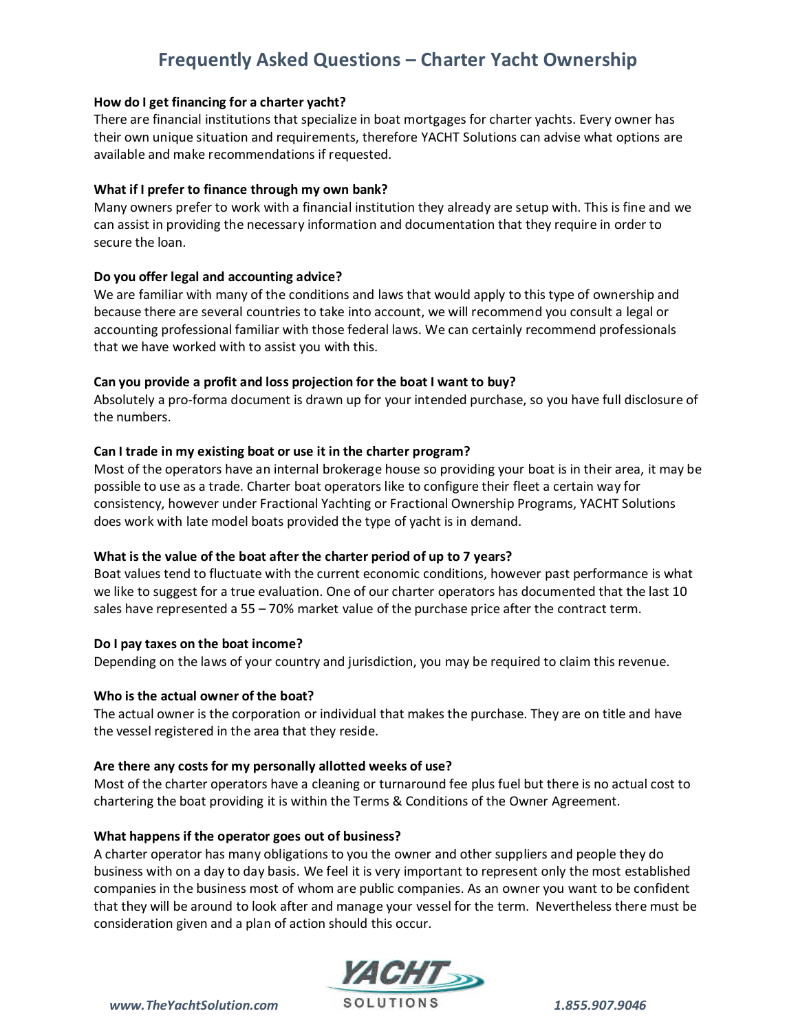# Frequently Asked Questions – Charter Yacht Ownership

**How do I get financing for a charter yacht?**
There are financial institutions that specialize in boat mortgages for charter yachts. Every owner has their own unique situation and requirements, therefore YACHT Solutions can advise what options are available and make recommendations if requested.

**What if I prefer to finance through my own bank?**
Many owners prefer to work with a financial institution they already are setup with. This is fine and we can assist in providing the necessary information and documentation that they require in order to secure the loan.

**Do you offer legal and accounting advice?**
We are familiar with many of the conditions and laws that would apply to this type of ownership and because there are several countries to take into account, we will recommend you consult a legal or accounting professional familiar with those federal laws. We can certainly recommend professionals that we have worked with to assist you with this.

**Can you provide a profit and loss projection for the boat I want to buy?**
Absolutely a pro-forma document is drawn up for your intended purchase, so you have full disclosure of the numbers.

**Can I trade in my existing boat or use it in the charter program?**
Most of the operators have an internal brokerage house so providing your boat is in their area, it may be possible to use as a trade. Charter boat operators like to configure their fleet a certain way for consistency, however under Fractional Yachting or Fractional Ownership Programs, YACHT Solutions does work with late model boats provided the type of yacht is in demand.

**What is the value of the boat after the charter period of up to 7 years?**
Boat values tend to fluctuate with the current economic conditions, however past performance is what we like to suggest for a true evaluation. One of our charter operators has documented that the last 10 sales have represented a 55 – 70% market value of the purchase price after the contract term.

**Do I pay taxes on the boat income?**
Depending on the laws of your country and jurisdiction, you may be required to claim this revenue.

**Who is the actual owner of the boat?**
The actual owner is the corporation or individual that makes the purchase. They are on title and have the vessel registered in the area that they reside.

**Are there any costs for my personally allotted weeks of use?**
Most of the charter operators have a cleaning or turnaround fee plus fuel but there is no actual cost to chartering the boat providing it is within the Terms & Conditions of the Owner Agreement.

**What happens if the operator goes out of business?**
A charter operator has many obligations to you the owner and other suppliers and people they do business with on a day to day basis. We feel it is very important to represent only the most established companies in the business most of whom are public companies. As an owner you want to be confident that they will be around to look after and manage your vessel for the term. Nevertheless there must be consideration given and a plan of action should this occur.

*www.TheYachtSolution.com* YACHT SOLUTIONS *1.855.907.9046*